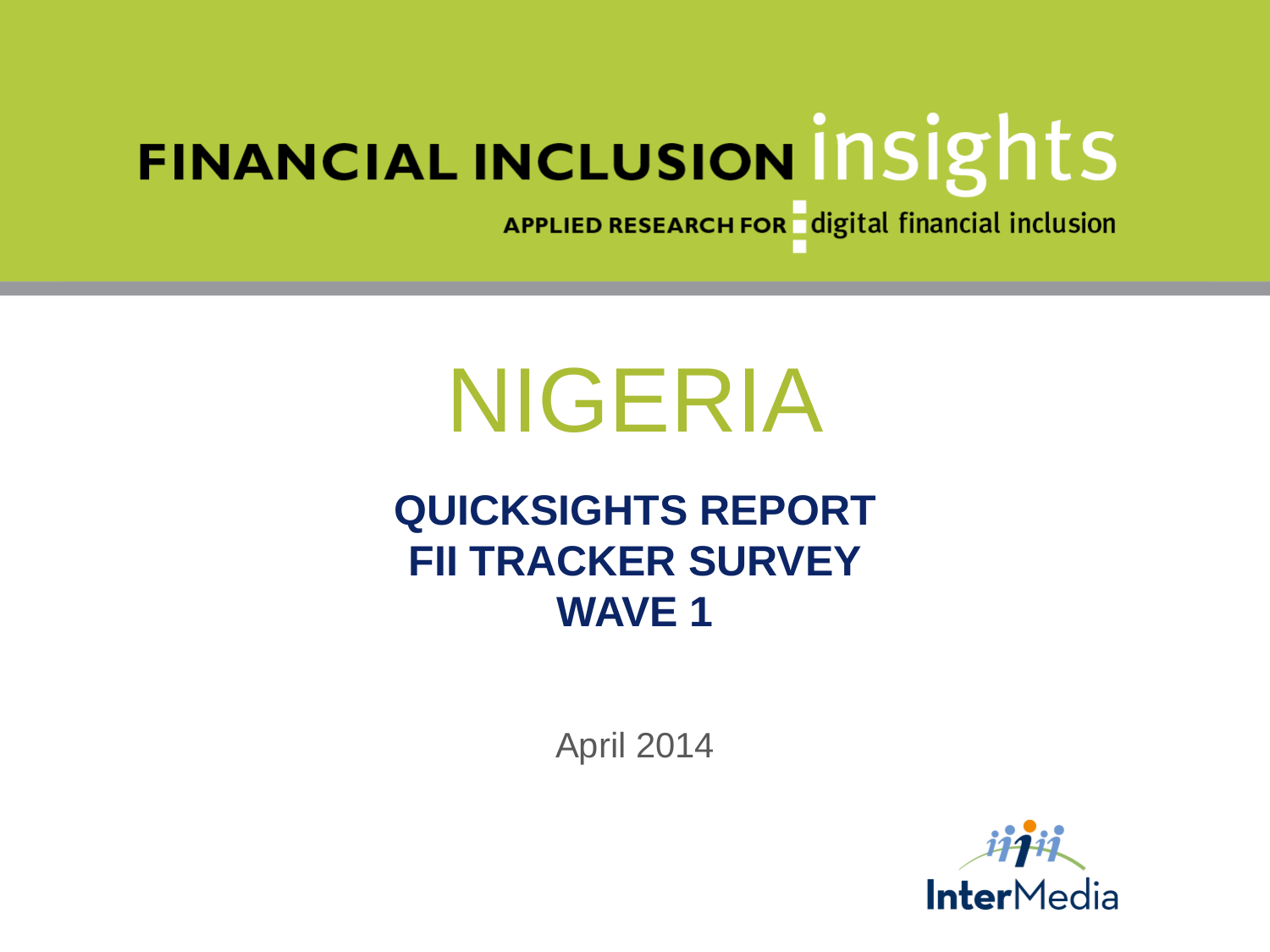FINANCIAL INCLUSION insights

APPLIED RESEARCH FOR digital financial inclusion

# NIGERIA

## QUICKSIGHTS REPORT
## FII TRACKER SURVEY
## WAVE 1

April 2014

InterMedia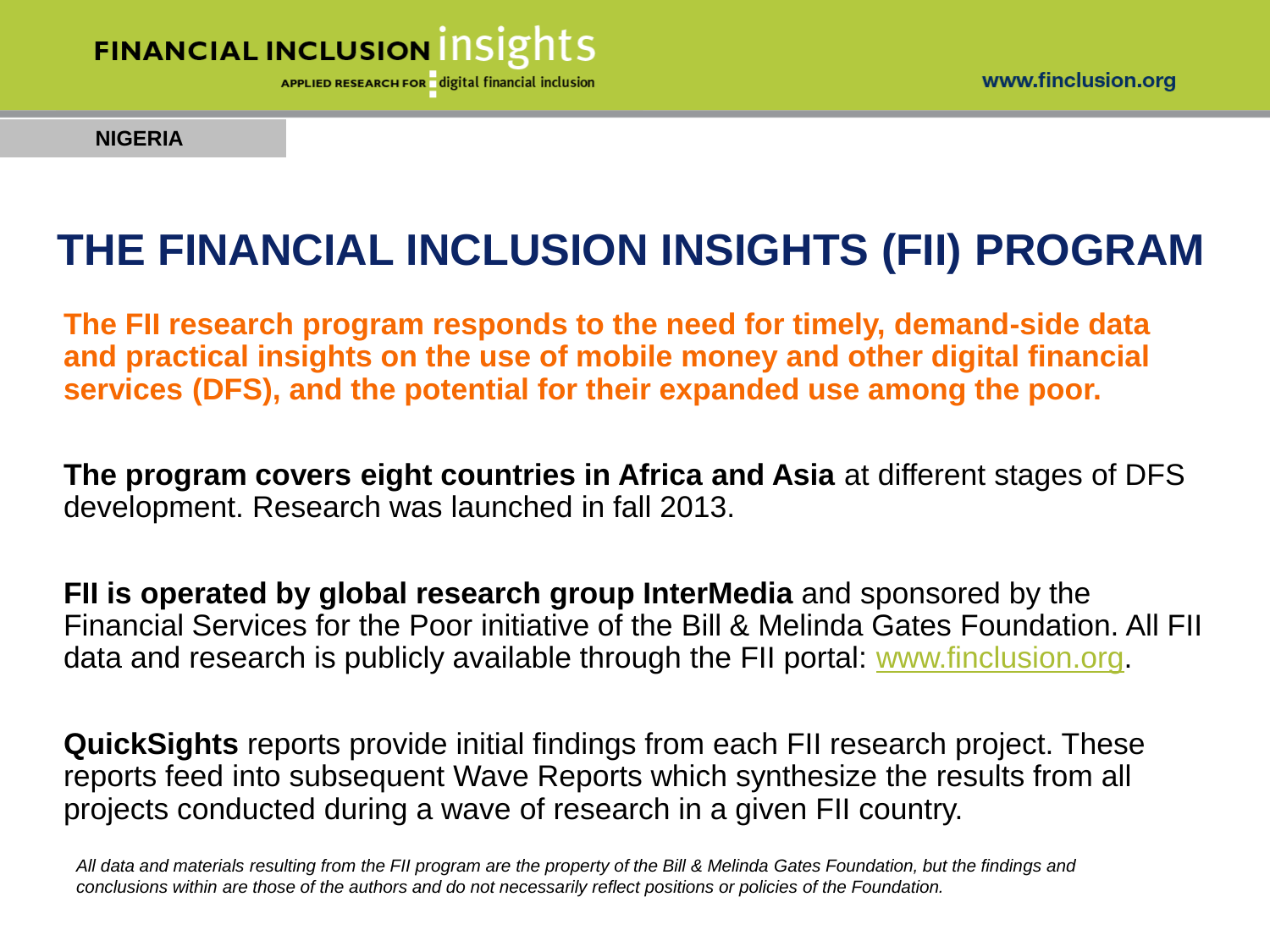NIGERIA

# THE FINANCIAL INCLUSION INSIGHTS (FII) PROGRAM

**The FII research program responds to the need for timely, demand-side data and practical insights on the use of mobile money and other digital financial services (DFS), and the potential for their expanded use among the poor.**

**The program covers eight countries in Africa and Asia** at different stages of DFS development. Research was launched in fall 2013.

**FII is operated by global research group InterMedia** and sponsored by the Financial Services for the Poor initiative of the Bill & Melinda Gates Foundation. All FII data and research is publicly available through the FII portal: www.finclusion.org.

**QuickSights** reports provide initial findings from each FII research project. These reports feed into subsequent Wave Reports which synthesize the results from all projects conducted during a wave of research in a given FII country.

*All data and materials resulting from the FII program are the property of the Bill & Melinda Gates Foundation, but the findings and conclusions within are those of the authors and do not necessarily reflect positions or policies of the Foundation.*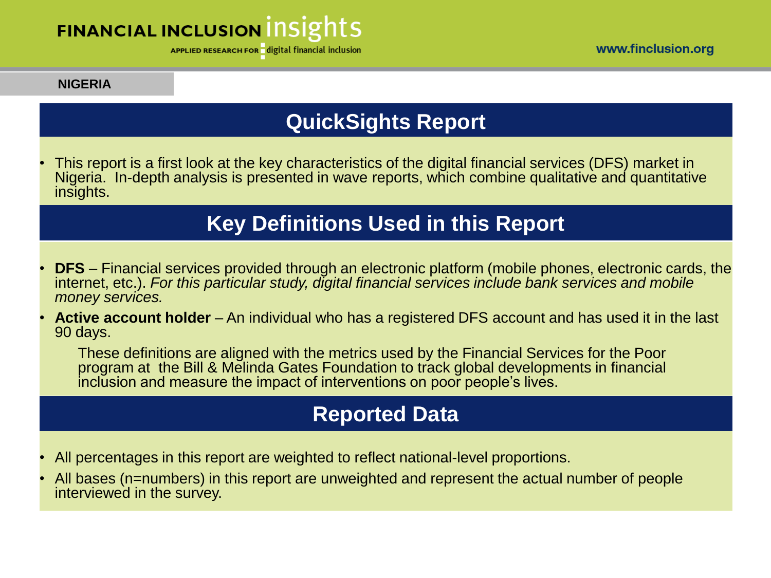NIGERIA

## QuickSights Report

- This report is a first look at the key characteristics of the digital financial services (DFS) market in Nigeria. In-depth analysis is presented in wave reports, which combine qualitative and quantitative insights.

## Key Definitions Used in this Report

- **DFS** – Financial services provided through an electronic platform (mobile phones, electronic cards, the internet, etc.). *For this particular study, digital financial services include bank services and mobile money services.*
- **Active account holder** – An individual who has a registered DFS account and has used it in the last 90 days.

These definitions are aligned with the metrics used by the Financial Services for the Poor program at the Bill & Melinda Gates Foundation to track global developments in financial inclusion and measure the impact of interventions on poor people's lives.

## Reported Data

- All percentages in this report are weighted to reflect national-level proportions.
- All bases (n=numbers) in this report are unweighted and represent the actual number of people interviewed in the survey.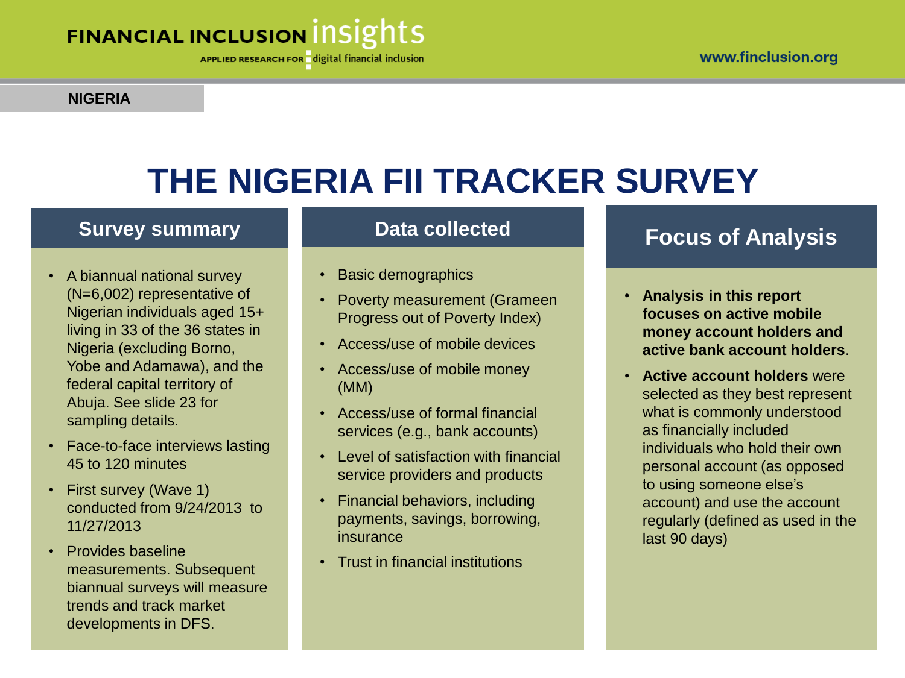NIGERIA

# THE NIGERIA FII TRACKER SURVEY

## Survey summary

- A biannual national survey (N=6,002) representative of Nigerian individuals aged 15+ living in 33 of the 36 states in Nigeria (excluding Borno, Yobe and Adamawa), and the federal capital territory of Abuja. See slide 23 for sampling details.
- Face-to-face interviews lasting 45 to 120 minutes
- First survey (Wave 1) conducted from 9/24/2013 to 11/27/2013
- Provides baseline measurements. Subsequent biannual surveys will measure trends and track market developments in DFS.

## Data collected

- Basic demographics
- Poverty measurement (Grameen Progress out of Poverty Index)
- Access/use of mobile devices
- Access/use of mobile money (MM)
- Access/use of formal financial services (e.g., bank accounts)
- Level of satisfaction with financial service providers and products
- Financial behaviors, including payments, savings, borrowing, insurance
- Trust in financial institutions

## Focus of Analysis

- **Analysis in this report focuses on active mobile money account holders and active bank account holders**.
- **Active account holders** were selected as they best represent what is commonly understood as financially included individuals who hold their own personal account (as opposed to using someone else's account) and use the account regularly (defined as used in the last 90 days)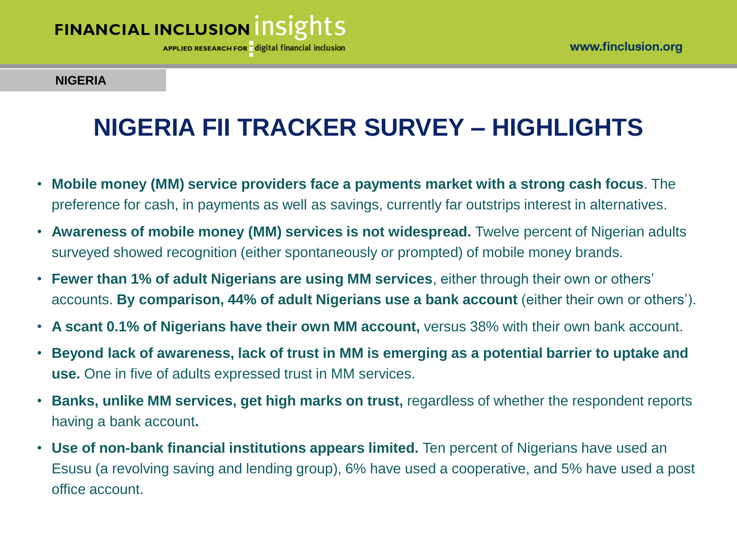NIGERIA

# NIGERIA FII TRACKER SURVEY – HIGHLIGHTS

- **Mobile money (MM) service providers face a payments market with a strong cash focus**. The preference for cash, in payments as well as savings, currently far outstrips interest in alternatives.
- **Awareness of mobile money (MM) services is not widespread.** Twelve percent of Nigerian adults surveyed showed recognition (either spontaneously or prompted) of mobile money brands.
- **Fewer than 1% of adult Nigerians are using MM services**, either through their own or others' accounts. **By comparison, 44% of adult Nigerians use a bank account** (either their own or others').
- **A scant 0.1% of Nigerians have their own MM account,** versus 38% with their own bank account.
- **Beyond lack of awareness, lack of trust in MM is emerging as a potential barrier to uptake and use.** One in five of adults expressed trust in MM services.
- **Banks, unlike MM services, get high marks on trust,** regardless of whether the respondent reports having a bank account**.**
- **Use of non-bank financial institutions appears limited.** Ten percent of Nigerians have used an Esusu (a revolving saving and lending group), 6% have used a cooperative, and 5% have used a post office account.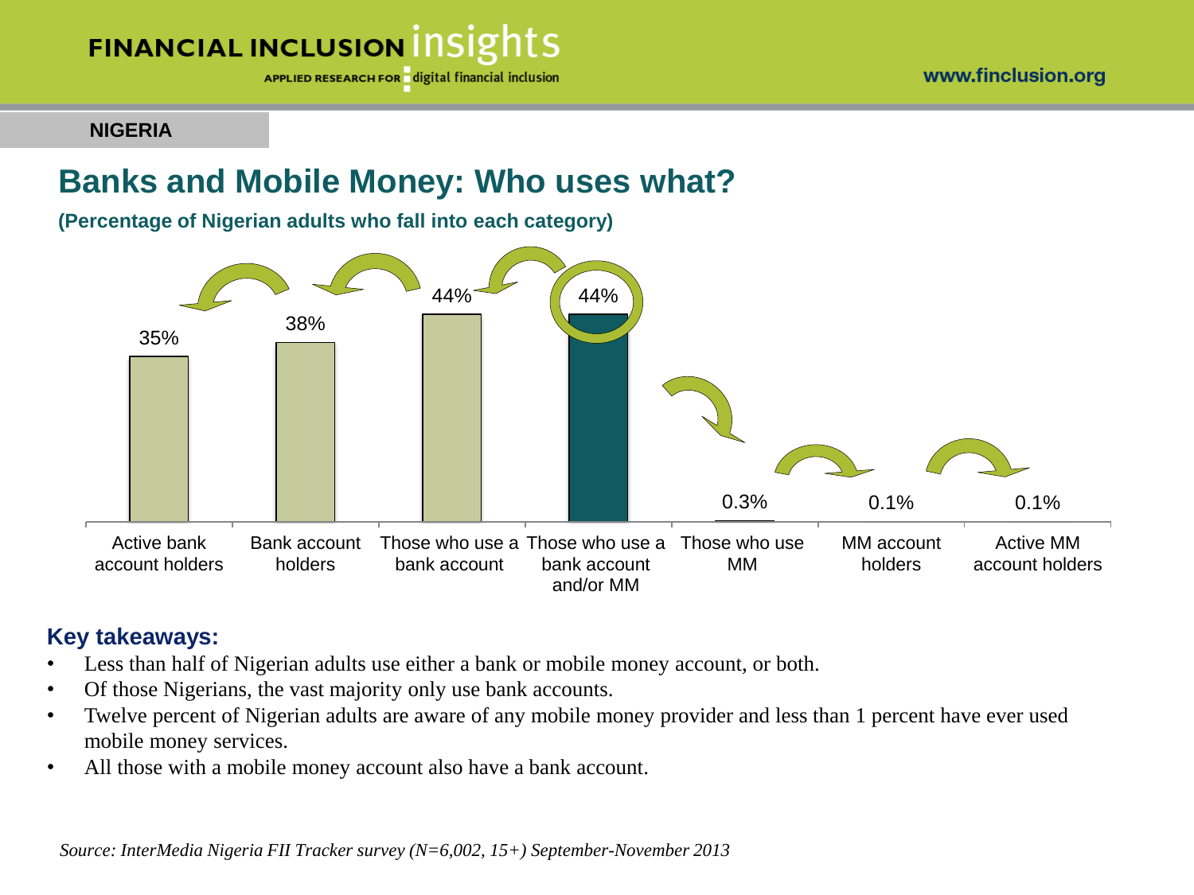**NIGERIA**

# Banks and Mobile Money: Who uses what?

**(Percentage of Nigerian adults who fall into each category)**

| Category | Percentage |
|---|---|
| Active bank account holders | 35% |
| Bank account holders | 38% |
| Those who use a bank account | 44% |
| Those who use a bank account and/or MM | 44% |
| Those who use MM | 0.3% |
| MM account holders | 0.1% |
| Active MM account holders | 0.1% |

## Key takeaways:

- Less than half of Nigerian adults use either a bank or mobile money account, or both.
- Of those Nigerians, the vast majority only use bank accounts.
- Twelve percent of Nigerian adults are aware of any mobile money provider and less than 1 percent have ever used mobile money services.
- All those with a mobile money account also have a bank account.

*Source: InterMedia Nigeria FII Tracker survey (N=6,002, 15+) September-November 2013*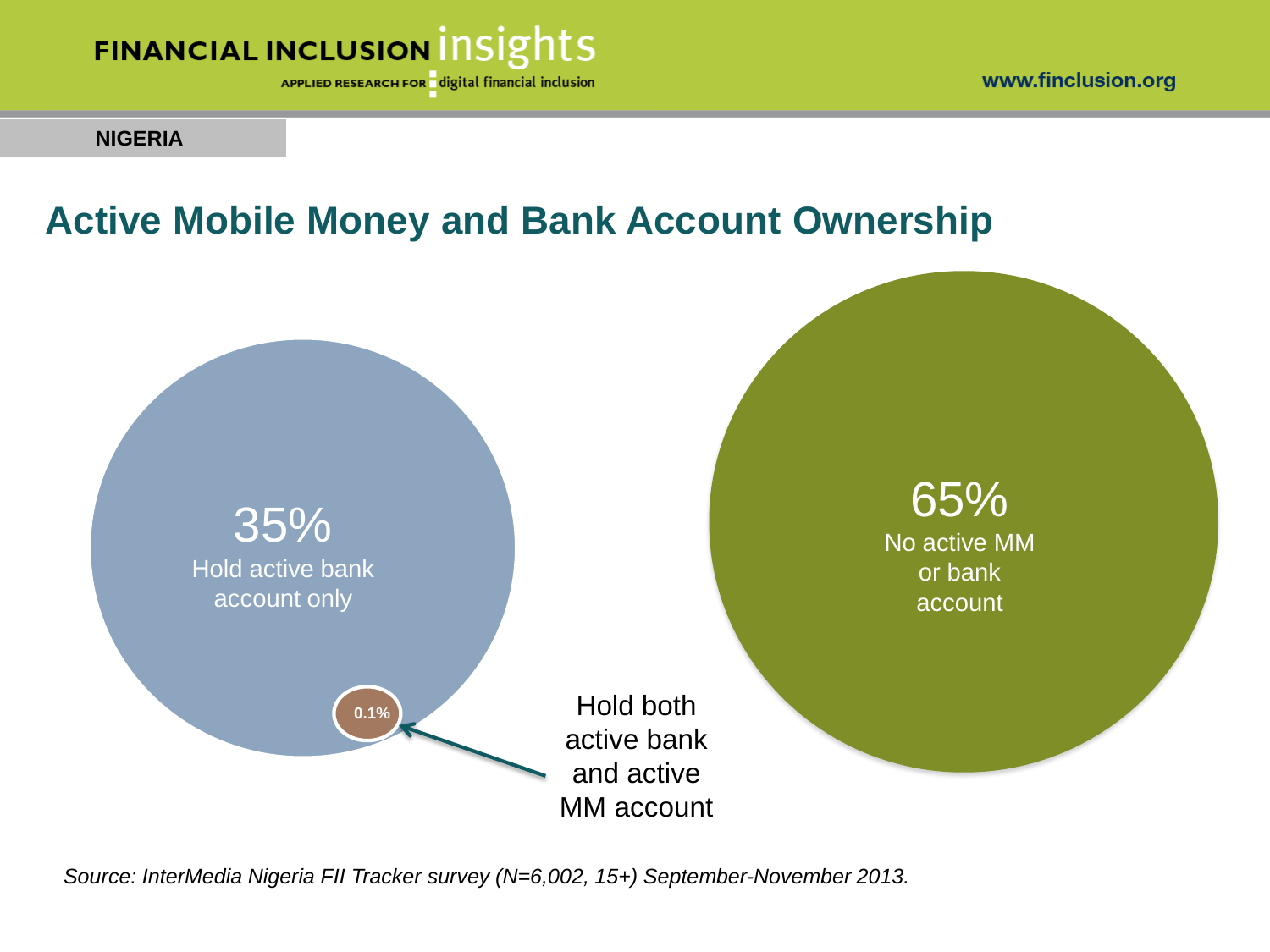NIGERIA

## Active Mobile Money and Bank Account Ownership

35%
Hold active bank account only

0.1%

Hold both active bank and active MM account

65%
No active MM or bank account

*Source: InterMedia Nigeria FII Tracker survey (N=6,002, 15+) September-November 2013.*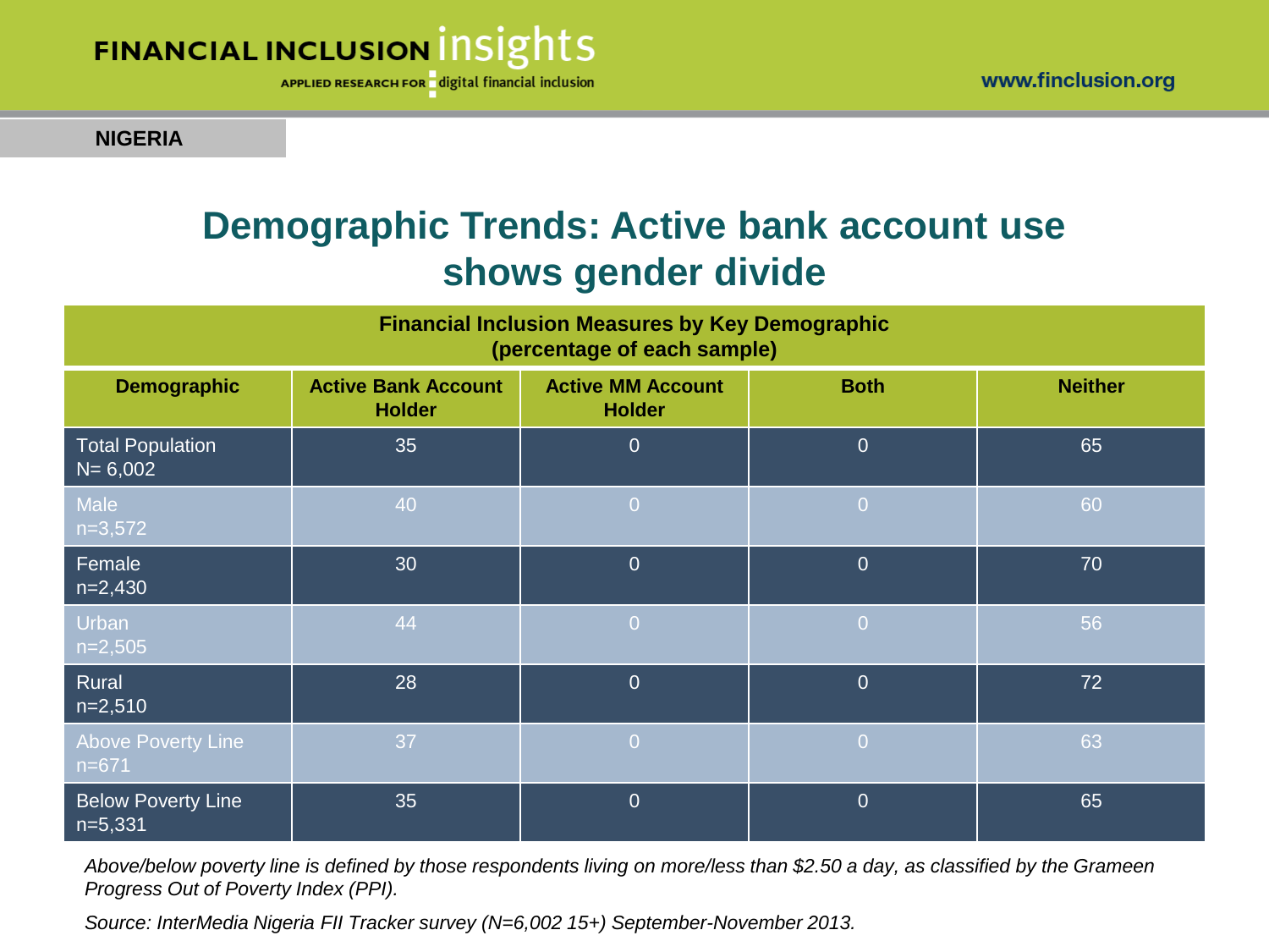**NIGERIA**

# Demographic Trends: Active bank account use shows gender divide

| Financial Inclusion Measures by Key Demographic (percentage of each sample) | | | | |
|---|---|---|---|---|
| **Demographic** | **Active Bank Account Holder** | **Active MM Account Holder** | **Both** | **Neither** |
| Total Population N= 6,002 | 35 | 0 | 0 | 65 |
| Male n=3,572 | 40 | 0 | 0 | 60 |
| Female n=2,430 | 30 | 0 | 0 | 70 |
| Urban n=2,505 | 44 | 0 | 0 | 56 |
| Rural n=2,510 | 28 | 0 | 0 | 72 |
| Above Poverty Line n=671 | 37 | 0 | 0 | 63 |
| Below Poverty Line n=5,331 | 35 | 0 | 0 | 65 |

*Above/below poverty line is defined by those respondents living on more/less than $2.50 a day, as classified by the Grameen Progress Out of Poverty Index (PPI).*

*Source: InterMedia Nigeria FII Tracker survey (N=6,002 15+) September-November 2013.*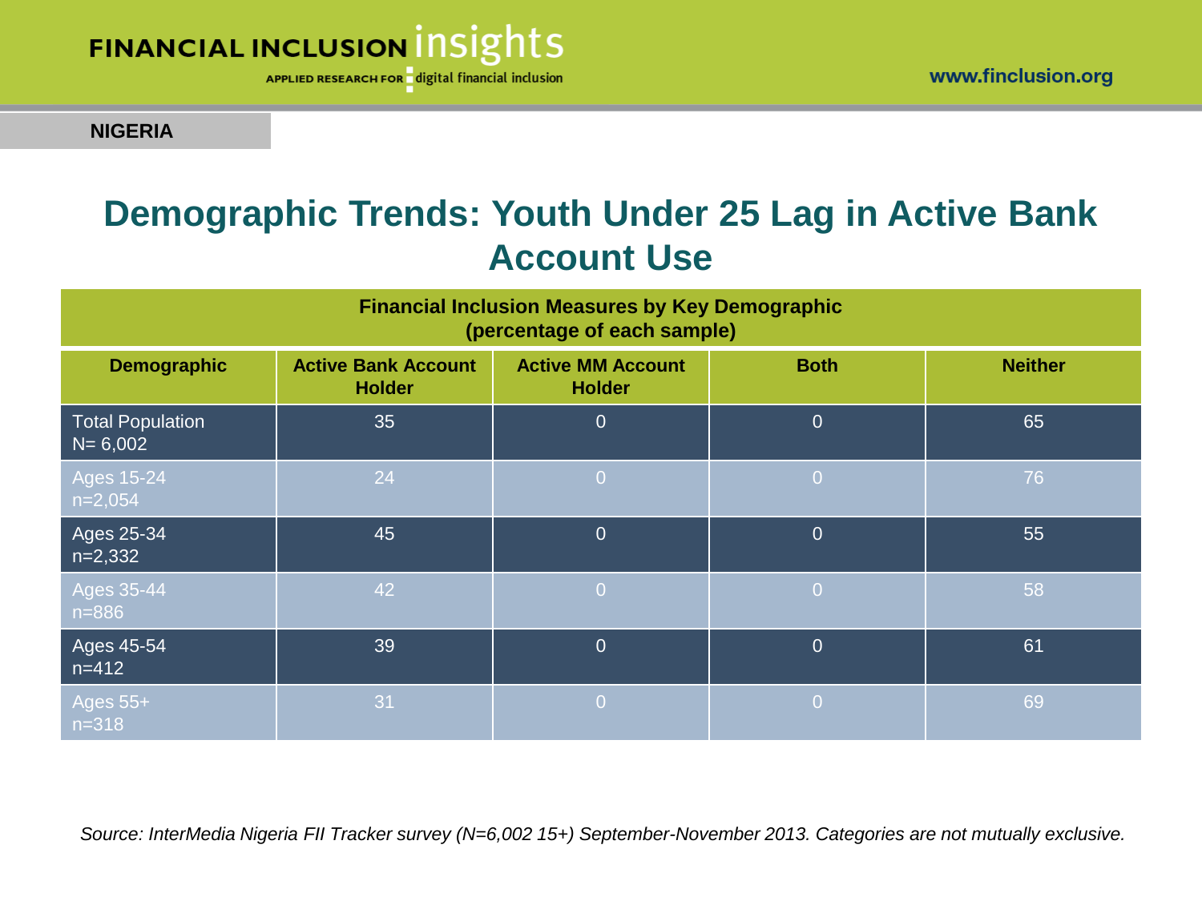**NIGERIA**

# Demographic Trends: Youth Under 25 Lag in Active Bank Account Use

| Financial Inclusion Measures by Key Demographic (percentage of each sample) | | | | |
|---|---|---|---|---|
| **Demographic** | **Active Bank Account Holder** | **Active MM Account Holder** | **Both** | **Neither** |
| Total Population N= 6,002 | 35 | 0 | 0 | 65 |
| Ages 15-24 n=2,054 | 24 | 0 | 0 | 76 |
| Ages 25-34 n=2,332 | 45 | 0 | 0 | 55 |
| Ages 35-44 n=886 | 42 | 0 | 0 | 58 |
| Ages 45-54 n=412 | 39 | 0 | 0 | 61 |
| Ages 55+ n=318 | 31 | 0 | 0 | 69 |

*Source: InterMedia Nigeria FII Tracker survey (N=6,002 15+) September-November 2013. Categories are not mutually exclusive.*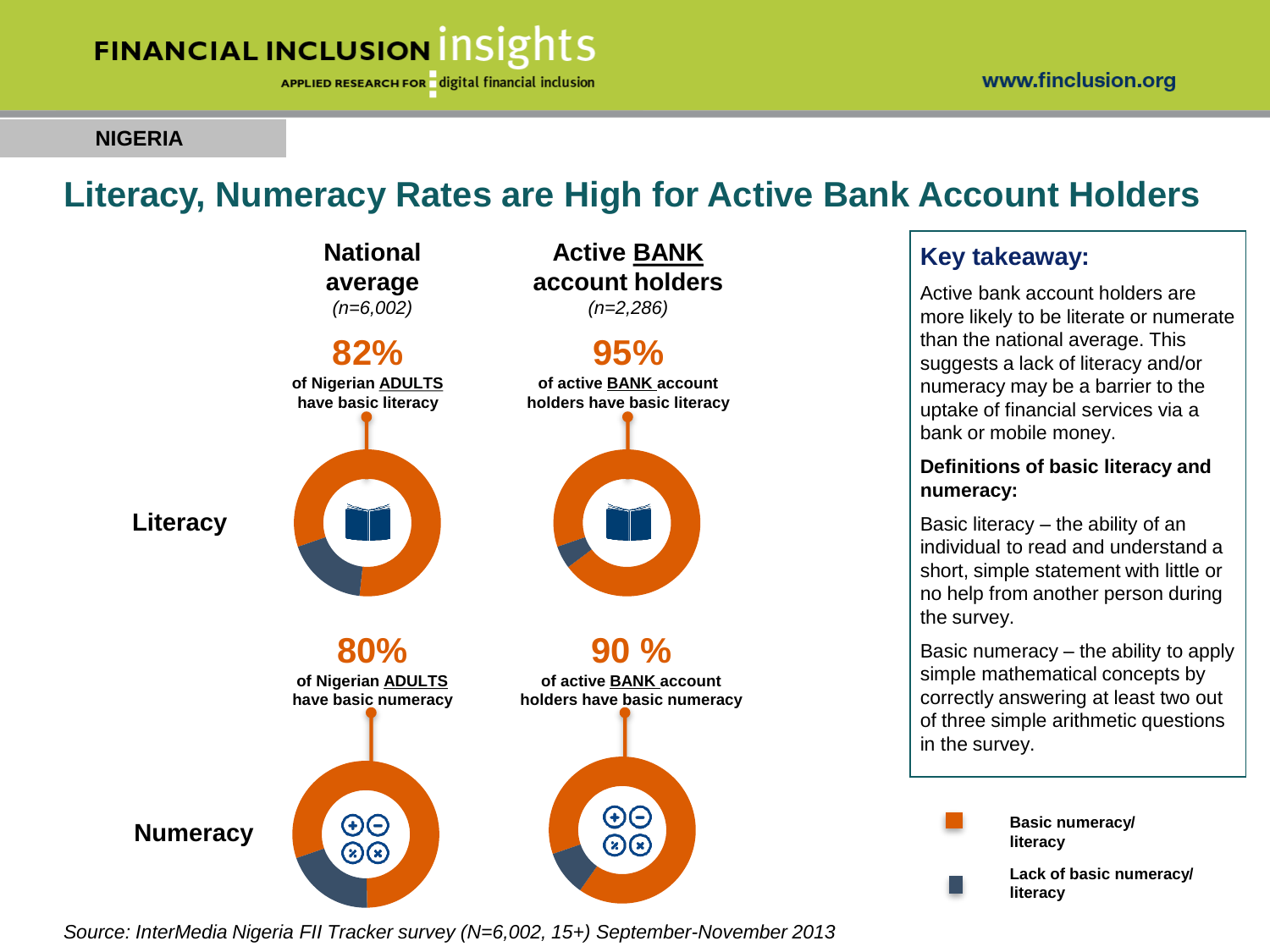**NIGERIA**

# Literacy, Numeracy Rates are High for Active Bank Account Holders

| | National average *(n=6,002)* | Active BANK account holders *(n=2,286)* |
|---|---|---|
| **Literacy** | **82%** of Nigerian ADULTS have basic literacy | **95%** of active BANK account holders have basic literacy |
| **Numeracy** | **80%** of Nigerian ADULTS have basic numeracy | **90 %** of active BANK account holders have basic numeracy |

Legend: Basic numeracy/ literacy; Lack of basic numeracy/ literacy

## Key takeaway:

Active bank account holders are more likely to be literate or numerate than the national average. This suggests a lack of literacy and/or numeracy may be a barrier to the uptake of financial services via a bank or mobile money.

**Definitions of basic literacy and numeracy:**

Basic literacy – the ability of an individual to read and understand a short, simple statement with little or no help from another person during the survey.

Basic numeracy – the ability to apply simple mathematical concepts by correctly answering at least two out of three simple arithmetic questions in the survey.

*Source: InterMedia Nigeria FII Tracker survey (N=6,002, 15+) September-November 2013*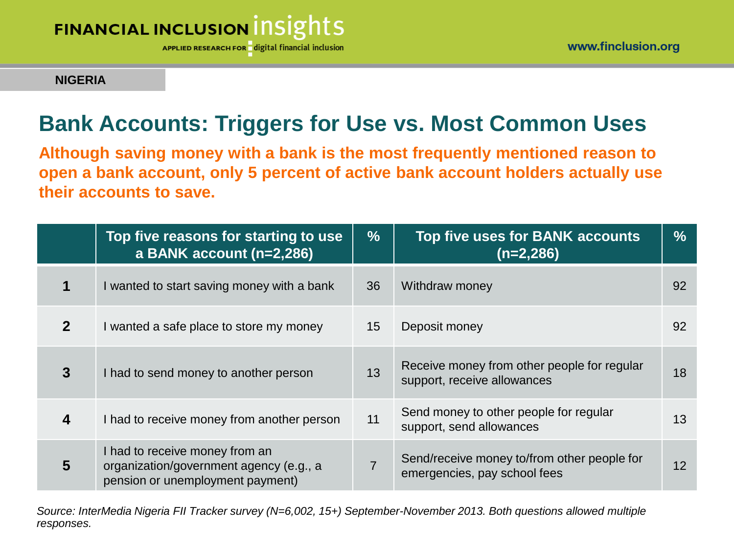NIGERIA

# Bank Accounts: Triggers for Use vs. Most Common Uses

**Although saving money with a bank is the most frequently mentioned reason to open a bank account, only 5 percent of active bank account holders actually use their accounts to save.**

| | Top five reasons for starting to use a BANK account (n=2,286) | % | Top five uses for BANK accounts (n=2,286) | % |
|---|---|---|---|---|
| **1** | I wanted to start saving money with a bank | 36 | Withdraw money | 92 |
| **2** | I wanted a safe place to store my money | 15 | Deposit money | 92 |
| **3** | I had to send money to another person | 13 | Receive money from other people for regular support, receive allowances | 18 |
| **4** | I had to receive money from another person | 11 | Send money to other people for regular support, send allowances | 13 |
| **5** | I had to receive money from an organization/government agency (e.g., a pension or unemployment payment) | 7 | Send/receive money to/from other people for emergencies, pay school fees | 12 |

*Source: InterMedia Nigeria FII Tracker survey (N=6,002, 15+) September-November 2013. Both questions allowed multiple responses.*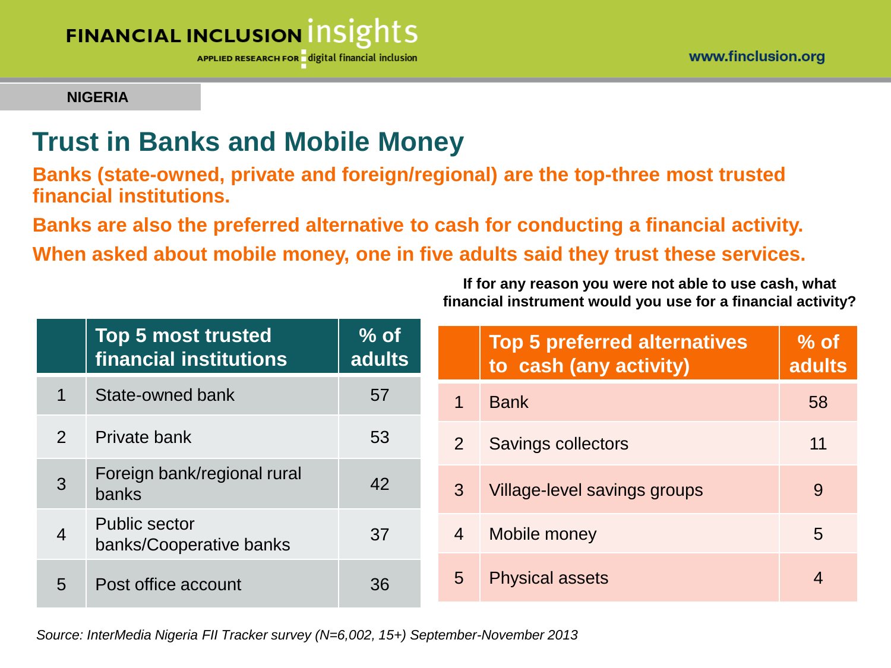NIGERIA

# Trust in Banks and Mobile Money

**Banks (state-owned, private and foreign/regional) are the top-three most trusted financial institutions.**

**Banks are also the preferred alternative to cash for conducting a financial activity.**

**When asked about mobile money, one in five adults said they trust these services.**

| | Top 5 most trusted financial institutions | % of adults |
|---|---|---|
| 1 | State-owned bank | 57 |
| 2 | Private bank | 53 |
| 3 | Foreign bank/regional rural banks | 42 |
| 4 | Public sector banks/Cooperative banks | 37 |
| 5 | Post office account | 36 |

**If for any reason you were not able to use cash, what financial instrument would you use for a financial activity?**

| | Top 5 preferred alternatives to cash (any activity) | % of adults |
|---|---|---|
| 1 | Bank | 58 |
| 2 | Savings collectors | 11 |
| 3 | Village-level savings groups | 9 |
| 4 | Mobile money | 5 |
| 5 | Physical assets | 4 |

*Source: InterMedia Nigeria FII Tracker survey (N=6,002, 15+) September-November 2013*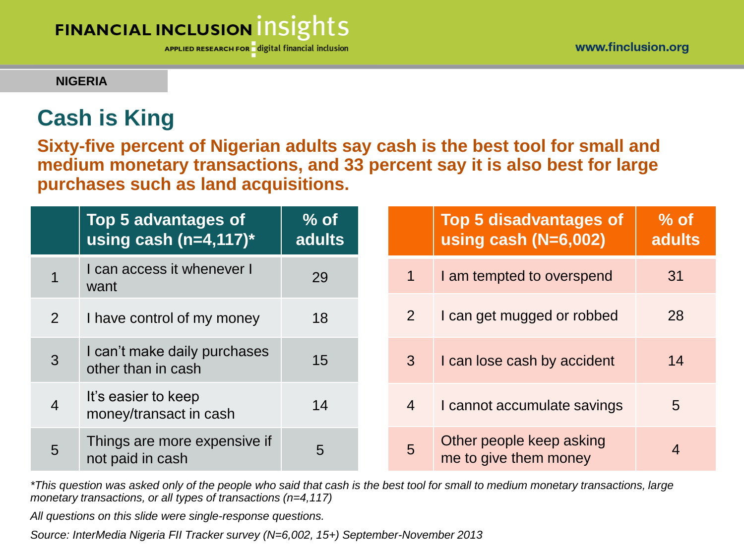NIGERIA

# Cash is King

**Sixty-five percent of Nigerian adults say cash is the best tool for small and medium monetary transactions, and 33 percent say it is also best for large purchases such as land acquisitions.**

| | Top 5 advantages of using cash (n=4,117)* | % of adults |
|---|---|---|
| 1 | I can access it whenever I want | 29 |
| 2 | I have control of my money | 18 |
| 3 | I can't make daily purchases other than in cash | 15 |
| 4 | It's easier to keep money/transact in cash | 14 |
| 5 | Things are more expensive if not paid in cash | 5 |

| | Top 5 disadvantages of using cash (N=6,002) | % of adults |
|---|---|---|
| 1 | I am tempted to overspend | 31 |
| 2 | I can get mugged or robbed | 28 |
| 3 | I can lose cash by accident | 14 |
| 4 | I cannot accumulate savings | 5 |
| 5 | Other people keep asking me to give them money | 4 |

*\*This question was asked only of the people who said that cash is the best tool for small to medium monetary transactions, large monetary transactions, or all types of transactions (n=4,117)*

*All questions on this slide were single-response questions.*

*Source: InterMedia Nigeria FII Tracker survey (N=6,002, 15+) September-November 2013*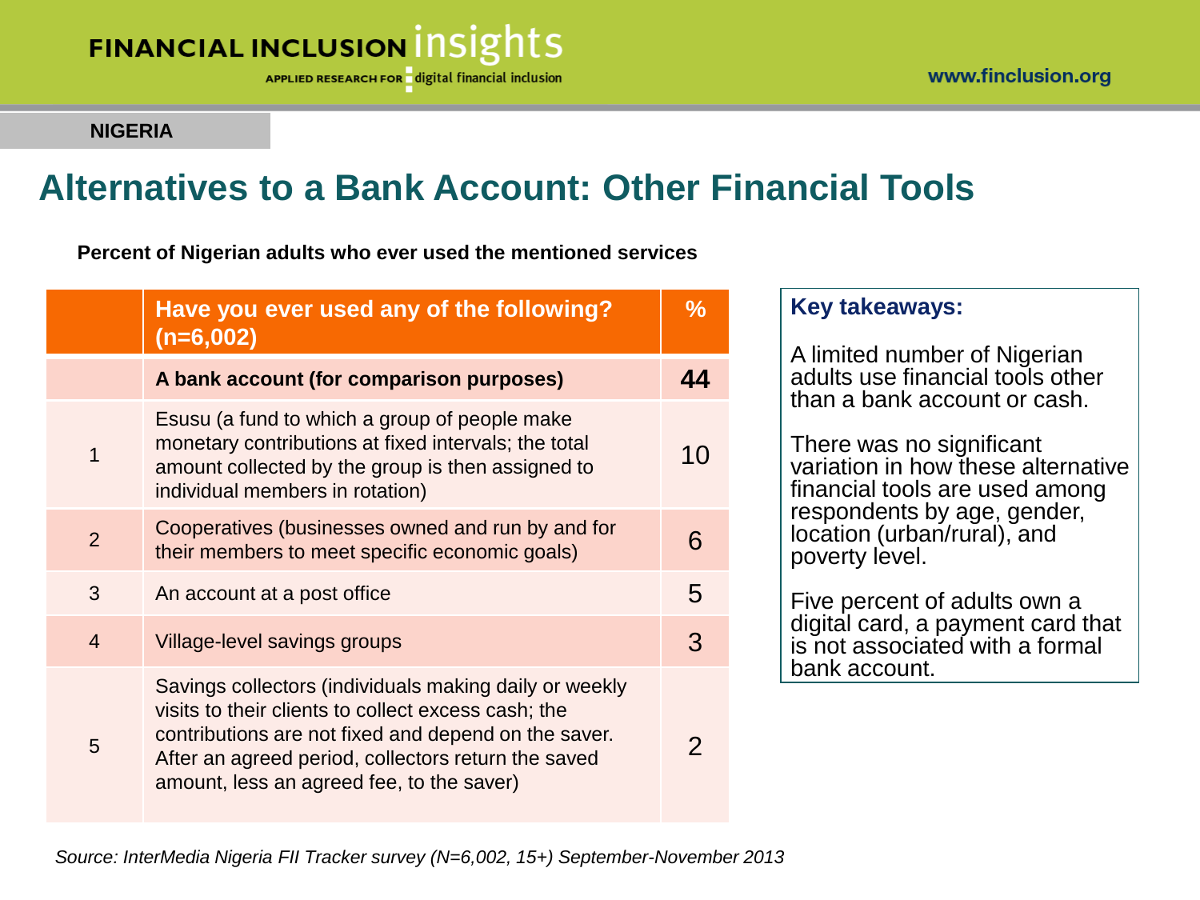**NIGERIA**

# Alternatives to a Bank Account: Other Financial Tools

**Percent of Nigerian adults who ever used the mentioned services**

| | Have you ever used any of the following? (n=6,002) | % |
|---|---|---|
| | **A bank account (for comparison purposes)** | **44** |
| 1 | Esusu (a fund to which a group of people make monetary contributions at fixed intervals; the total amount collected by the group is then assigned to individual members in rotation) | 10 |
| 2 | Cooperatives (businesses owned and run by and for their members to meet specific economic goals) | 6 |
| 3 | An account at a post office | 5 |
| 4 | Village-level savings groups | 3 |
| 5 | Savings collectors (individuals making daily or weekly visits to their clients to collect excess cash; the contributions are not fixed and depend on the saver. After an agreed period, collectors return the saved amount, less an agreed fee, to the saver) | 2 |

**Key takeaways:**

A limited number of Nigerian adults use financial tools other than a bank account or cash.

There was no significant variation in how these alternative financial tools are used among respondents by age, gender, location (urban/rural), and poverty level.

Five percent of adults own a digital card, a payment card that is not associated with a formal bank account.

*Source: InterMedia Nigeria FII Tracker survey (N=6,002, 15+) September-November 2013*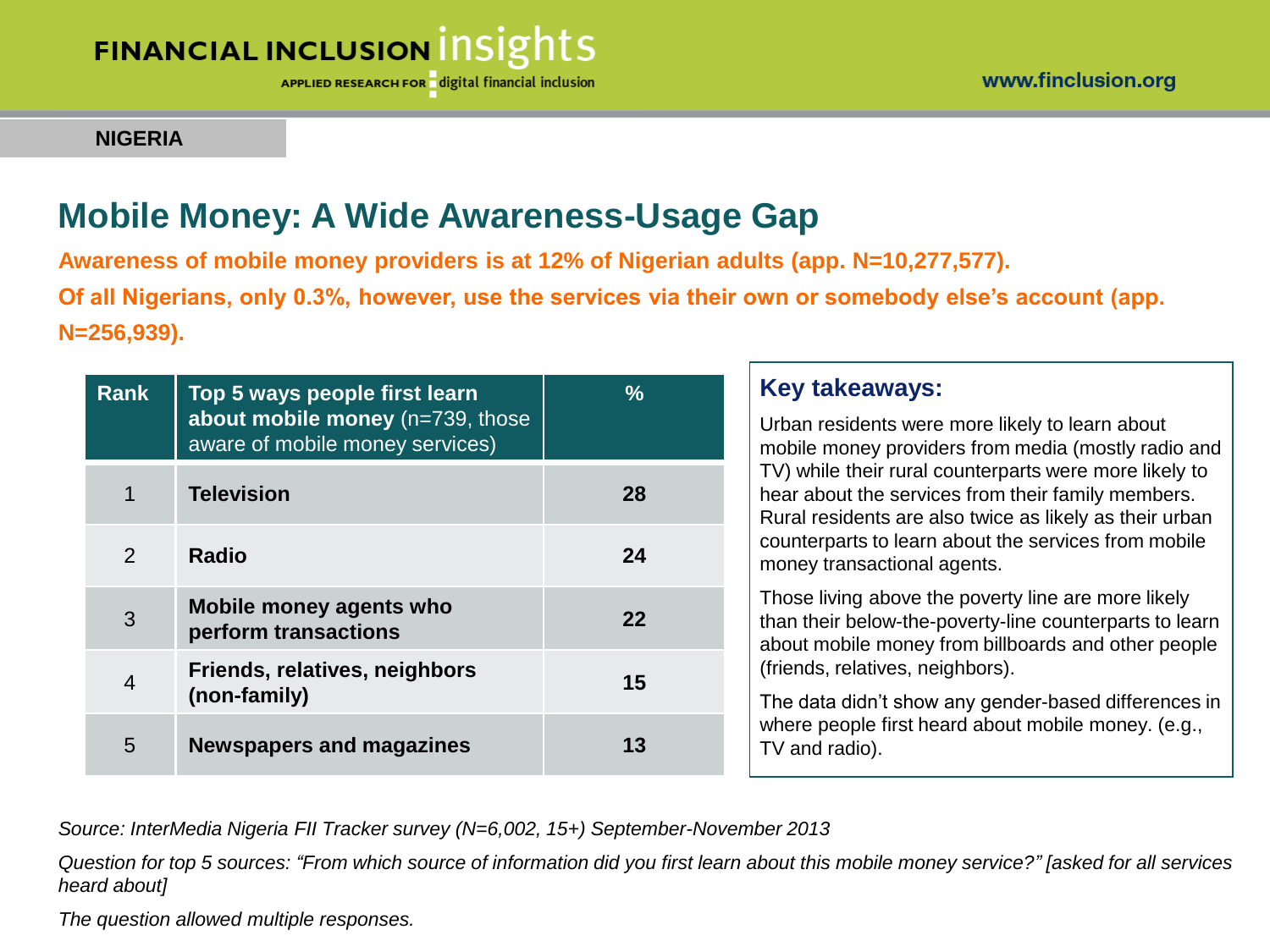**NIGERIA**

# Mobile Money: A Wide Awareness-Usage Gap

**Awareness of mobile money providers is at 12% of Nigerian adults (app. N=10,277,577).**

**Of all Nigerians, only 0.3%, however, use the services via their own or somebody else's account (app. N=256,939).**

| Rank | **Top 5 ways people first learn about mobile money** (n=739, those aware of mobile money services) | % |
|---|---|---|
| 1 | **Television** | **28** |
| 2 | **Radio** | **24** |
| 3 | **Mobile money agents who perform transactions** | **22** |
| 4 | **Friends, relatives, neighbors (non-family)** | **15** |
| 5 | **Newspapers and magazines** | **13** |

### Key takeaways:

Urban residents were more likely to learn about mobile money providers from media (mostly radio and TV) while their rural counterparts were more likely to hear about the services from their family members. Rural residents are also twice as likely as their urban counterparts to learn about the services from mobile money transactional agents.

Those living above the poverty line are more likely than their below-the-poverty-line counterparts to learn about mobile money from billboards and other people (friends, relatives, neighbors).

The data didn't show any gender-based differences in where people first heard about mobile money. (e.g., TV and radio).

*Source: InterMedia Nigeria FII Tracker survey (N=6,002, 15+) September-November 2013*

*Question for top 5 sources: "From which source of information did you first learn about this mobile money service?" [asked for all services heard about]*

*The question allowed multiple responses.*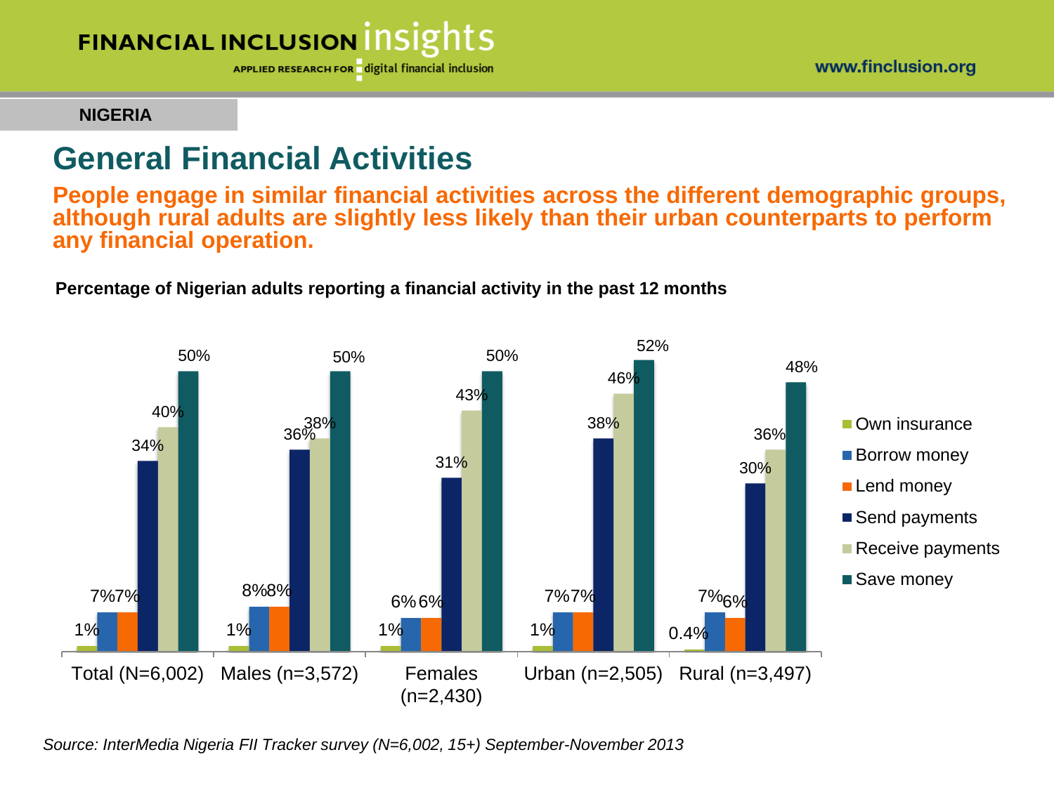NIGERIA

# General Financial Activities

**People engage in similar financial activities across the different demographic groups, although rural adults are slightly less likely than their urban counterparts to perform any financial operation.**

**Percentage of Nigerian adults reporting a financial activity in the past 12 months**

| | Own insurance | Borrow money | Lend money | Send payments | Receive payments | Save money |
|---|---|---|---|---|---|---|
| Total (N=6,002) | 1% | 7% | 7% | 34% | 40% | 50% |
| Males (n=3,572) | 1% | 8% | 8% | 36% | 38% | 50% |
| Females (n=2,430) | 1% | 6% | 6% | 31% | 43% | 50% |
| Urban (n=2,505) | 1% | 7% | 7% | 38% | 46% | 52% |
| Rural (n=3,497) | 0.4% | 7% | 6% | 30% | 36% | 48% |

*Source: InterMedia Nigeria FII Tracker survey (N=6,002, 15+) September-November 2013*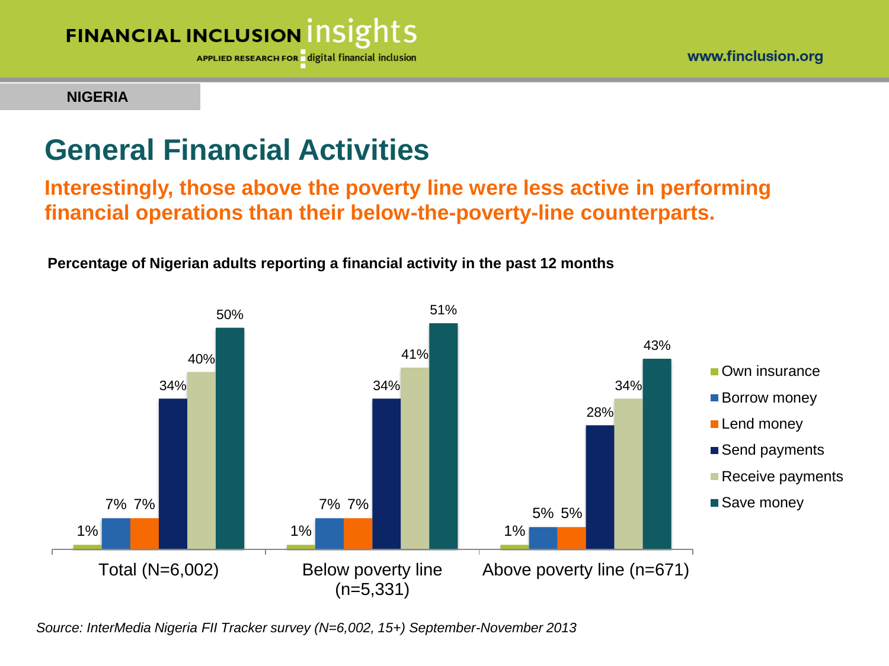NIGERIA

# General Financial Activities

**Interestingly, those above the poverty line were less active in performing financial operations than their below-the-poverty-line counterparts.**

**Percentage of Nigerian adults reporting a financial activity in the past 12 months**

| | Total (N=6,002) | Below poverty line (n=5,331) | Above poverty line (n=671) |
|---|---|---|---|
| Own insurance | 1% | 1% | 1% |
| Borrow money | 7% | 7% | 5% |
| Lend money | 7% | 7% | 5% |
| Send payments | 34% | 34% | 28% |
| Receive payments | 40% | 41% | 34% |
| Save money | 50% | 51% | 43% |

*Source: InterMedia Nigeria FII Tracker survey (N=6,002, 15+) September-November 2013*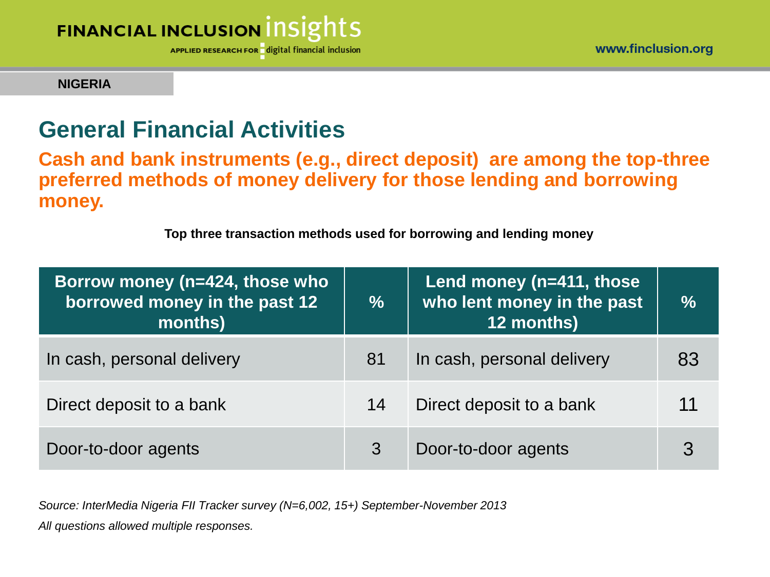NIGERIA

## General Financial Activities

**Cash and bank instruments (e.g., direct deposit) are among the top-three preferred methods of money delivery for those lending and borrowing money.**

**Top three transaction methods used for borrowing and lending money**

| Borrow money (n=424, those who borrowed money in the past 12 months) | % | Lend money (n=411, those who lent money in the past 12 months) | % |
|---|---|---|---|
| In cash, personal delivery | 81 | In cash, personal delivery | 83 |
| Direct deposit to a bank | 14 | Direct deposit to a bank | 11 |
| Door-to-door agents | 3 | Door-to-door agents | 3 |

*Source: InterMedia Nigeria FII Tracker survey (N=6,002, 15+) September-November 2013*

*All questions allowed multiple responses.*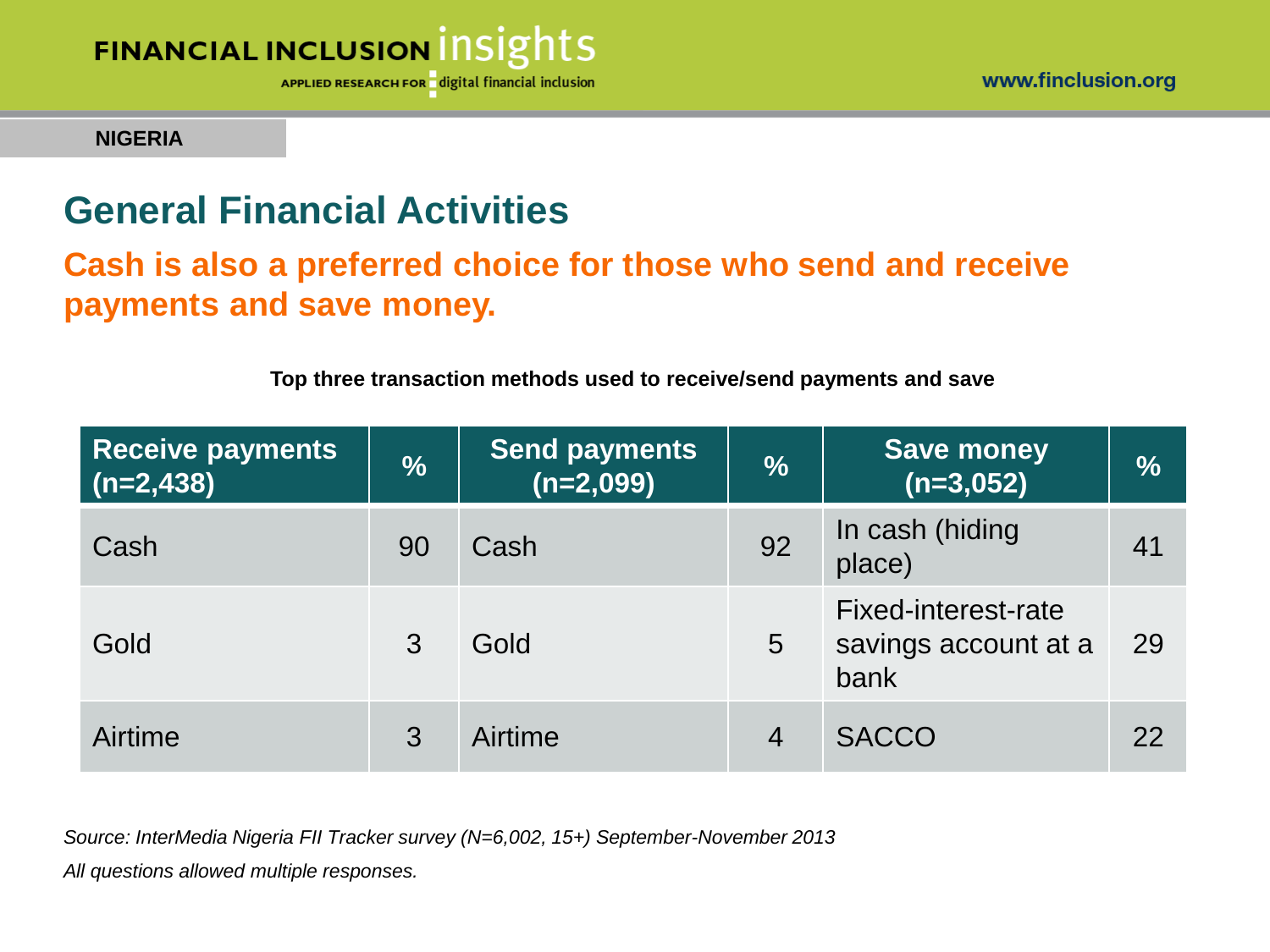**NIGERIA**

## General Financial Activities

### Cash is also a preferred choice for those who send and receive payments and save money.

**Top three transaction methods used to receive/send payments and save**

| Receive payments (n=2,438) | % | Send payments (n=2,099) | % | Save money (n=3,052) | % |
|---|---|---|---|---|---|
| Cash | 90 | Cash | 92 | In cash (hiding place) | 41 |
| Gold | 3 | Gold | 5 | Fixed-interest-rate savings account at a bank | 29 |
| Airtime | 3 | Airtime | 4 | SACCO | 22 |

*Source: InterMedia Nigeria FII Tracker survey (N=6,002, 15+) September-November 2013*

*All questions allowed multiple responses.*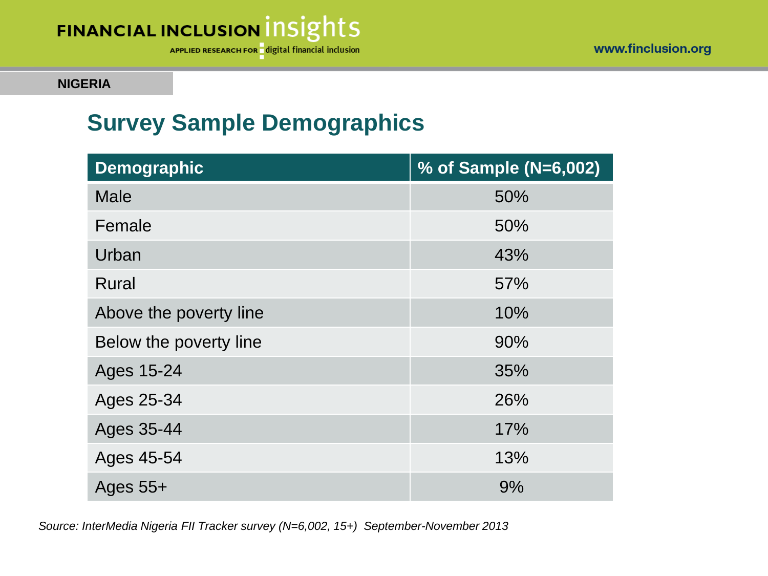NIGERIA

## Survey Sample Demographics

| Demographic | % of Sample (N=6,002) |
|---|---|
| Male | 50% |
| Female | 50% |
| Urban | 43% |
| Rural | 57% |
| Above the poverty line | 10% |
| Below the poverty line | 90% |
| Ages 15-24 | 35% |
| Ages 25-34 | 26% |
| Ages 35-44 | 17% |
| Ages 45-54 | 13% |
| Ages 55+ | 9% |

*Source: InterMedia Nigeria FII Tracker survey (N=6,002, 15+) September-November 2013*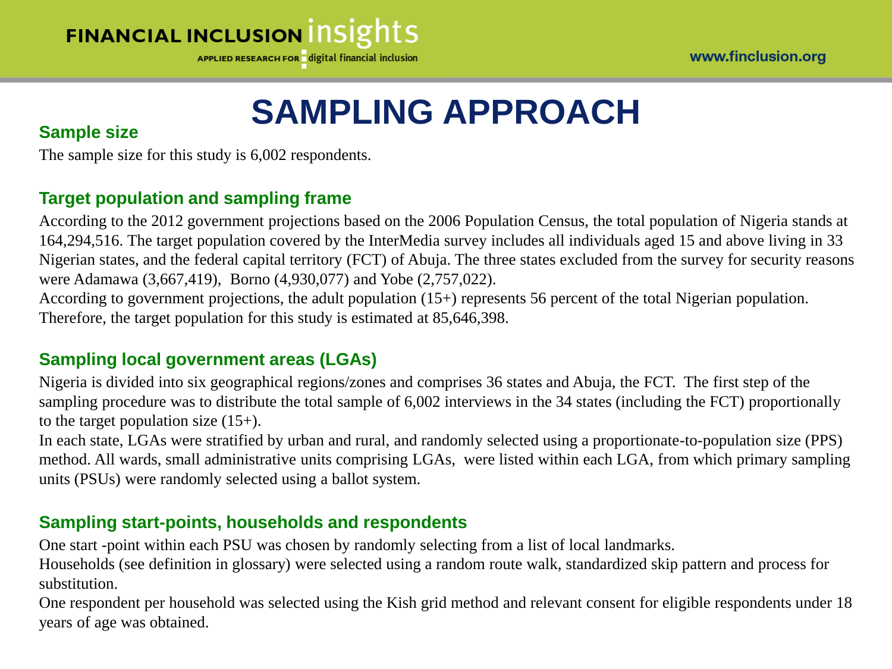# SAMPLING APPROACH

## Sample size

The sample size for this study is 6,002 respondents.

## Target population and sampling frame

According to the 2012 government projections based on the 2006 Population Census, the total population of Nigeria stands at 164,294,516. The target population covered by the InterMedia survey includes all individuals aged 15 and above living in 33 Nigerian states, and the federal capital territory (FCT) of Abuja. The three states excluded from the survey for security reasons were Adamawa (3,667,419), Borno (4,930,077) and Yobe (2,757,022).

According to government projections, the adult population (15+) represents 56 percent of the total Nigerian population. Therefore, the target population for this study is estimated at 85,646,398.

## Sampling local government areas (LGAs)

Nigeria is divided into six geographical regions/zones and comprises 36 states and Abuja, the FCT. The first step of the sampling procedure was to distribute the total sample of 6,002 interviews in the 34 states (including the FCT) proportionally to the target population size (15+).

In each state, LGAs were stratified by urban and rural, and randomly selected using a proportionate-to-population size (PPS) method. All wards, small administrative units comprising LGAs, were listed within each LGA, from which primary sampling units (PSUs) were randomly selected using a ballot system.

## Sampling start-points, households and respondents

One start -point within each PSU was chosen by randomly selecting from a list of local landmarks.

Households (see definition in glossary) were selected using a random route walk, standardized skip pattern and process for substitution.

One respondent per household was selected using the Kish grid method and relevant consent for eligible respondents under 18 years of age was obtained.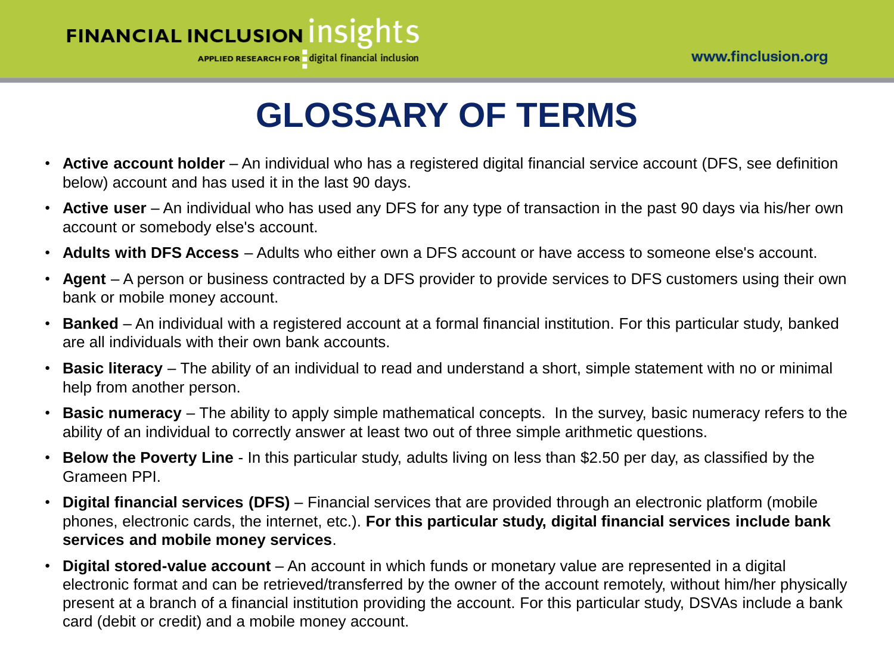# GLOSSARY OF TERMS

- **Active account holder** – An individual who has a registered digital financial service account (DFS, see definition below) account and has used it in the last 90 days.
- **Active user** – An individual who has used any DFS for any type of transaction in the past 90 days via his/her own account or somebody else's account.
- **Adults with DFS Access** – Adults who either own a DFS account or have access to someone else's account.
- **Agent** – A person or business contracted by a DFS provider to provide services to DFS customers using their own bank or mobile money account.
- **Banked** – An individual with a registered account at a formal financial institution. For this particular study, banked are all individuals with their own bank accounts.
- **Basic literacy** – The ability of an individual to read and understand a short, simple statement with no or minimal help from another person.
- **Basic numeracy** – The ability to apply simple mathematical concepts. In the survey, basic numeracy refers to the ability of an individual to correctly answer at least two out of three simple arithmetic questions.
- **Below the Poverty Line** - In this particular study, adults living on less than $2.50 per day, as classified by the Grameen PPI.
- **Digital financial services (DFS)** – Financial services that are provided through an electronic platform (mobile phones, electronic cards, the internet, etc.). **For this particular study, digital financial services include bank services and mobile money services**.
- **Digital stored-value account** – An account in which funds or monetary value are represented in a digital electronic format and can be retrieved/transferred by the owner of the account remotely, without him/her physically present at a branch of a financial institution providing the account. For this particular study, DSVAs include a bank card (debit or credit) and a mobile money account.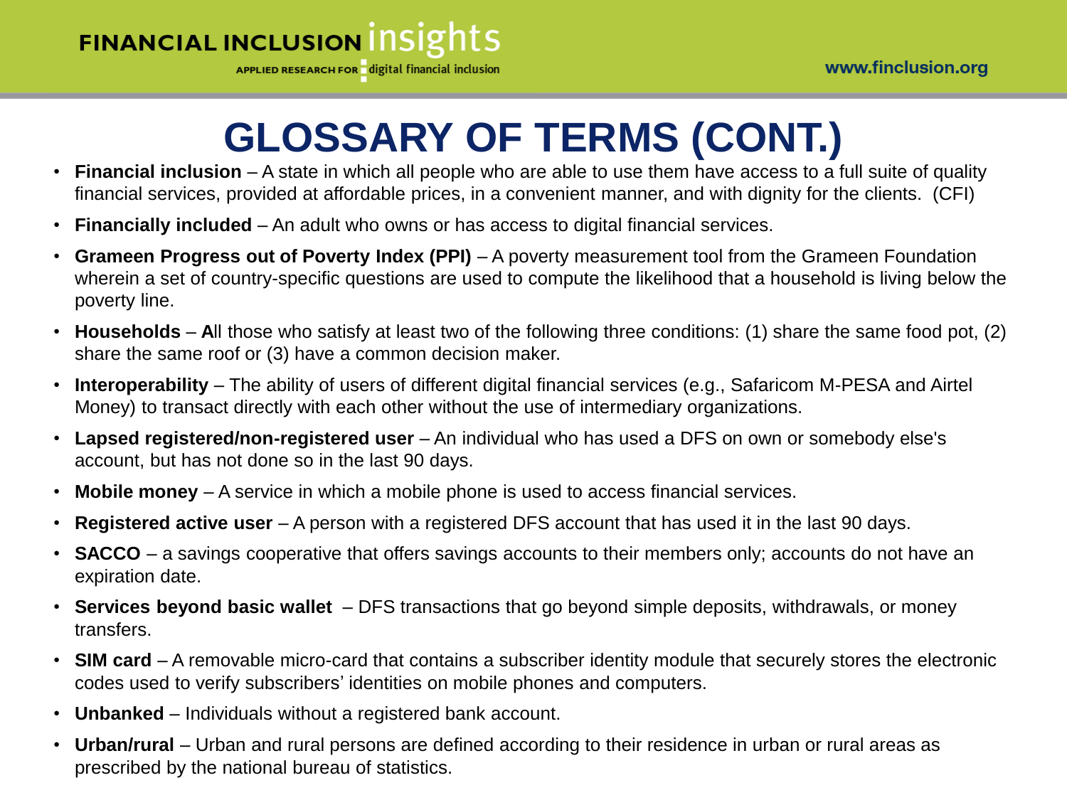# GLOSSARY OF TERMS (CONT.)

- **Financial inclusion** – A state in which all people who are able to use them have access to a full suite of quality financial services, provided at affordable prices, in a convenient manner, and with dignity for the clients. (CFI)
- **Financially included** – An adult who owns or has access to digital financial services.
- **Grameen Progress out of Poverty Index (PPI)** – A poverty measurement tool from the Grameen Foundation wherein a set of country-specific questions are used to compute the likelihood that a household is living below the poverty line.
- **Households** – **A**ll those who satisfy at least two of the following three conditions: (1) share the same food pot, (2) share the same roof or (3) have a common decision maker.
- **Interoperability** – The ability of users of different digital financial services (e.g., Safaricom M-PESA and Airtel Money) to transact directly with each other without the use of intermediary organizations.
- **Lapsed registered/non-registered user** – An individual who has used a DFS on own or somebody else's account, but has not done so in the last 90 days.
- **Mobile money** – A service in which a mobile phone is used to access financial services.
- **Registered active user** – A person with a registered DFS account that has used it in the last 90 days.
- **SACCO** – a savings cooperative that offers savings accounts to their members only; accounts do not have an expiration date.
- **Services beyond basic wallet** – DFS transactions that go beyond simple deposits, withdrawals, or money transfers.
- **SIM card** – A removable micro-card that contains a subscriber identity module that securely stores the electronic codes used to verify subscribers' identities on mobile phones and computers.
- **Unbanked** – Individuals without a registered bank account.
- **Urban/rural** – Urban and rural persons are defined according to their residence in urban or rural areas as prescribed by the national bureau of statistics.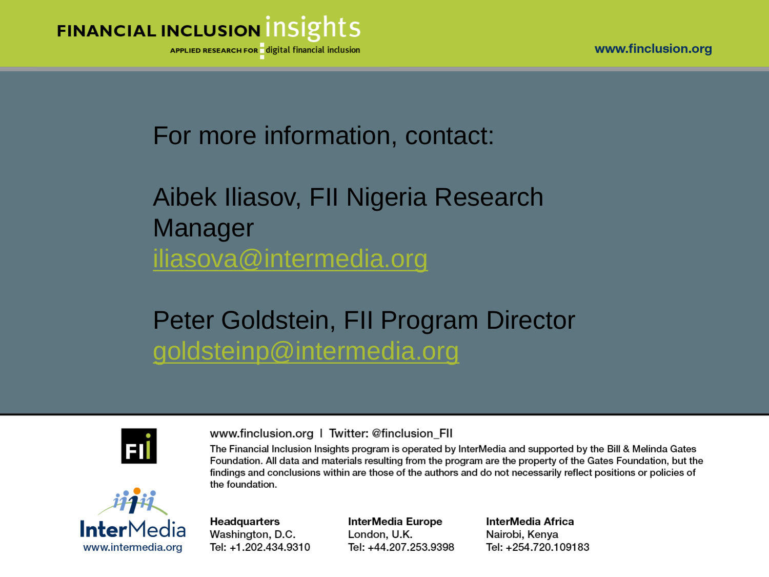FINANCIAL INCLUSION insights

APPLIED RESEARCH FOR digital financial inclusion

www.finclusion.org

For more information, contact:

Aibek Iliasov, FII Nigeria Research Manager
iliasova@intermedia.org

Peter Goldstein, FII Program Director
goldsteinp@intermedia.org

FII

InterMedia
www.intermedia.org

www.finclusion.org | Twitter: @finclusion_FII

The Financial Inclusion Insights program is operated by InterMedia and supported by the Bill & Melinda Gates Foundation. All data and materials resulting from the program are the property of the Gates Foundation, but the findings and conclusions within are those of the authors and do not necessarily reflect positions or policies of the foundation.

**Headquarters**
Washington, D.C.
Tel: +1.202.434.9310

**InterMedia Europe**
London, U.K.
Tel: +44.207.253.9398

**InterMedia Africa**
Nairobi, Kenya
Tel: +254.720.109183